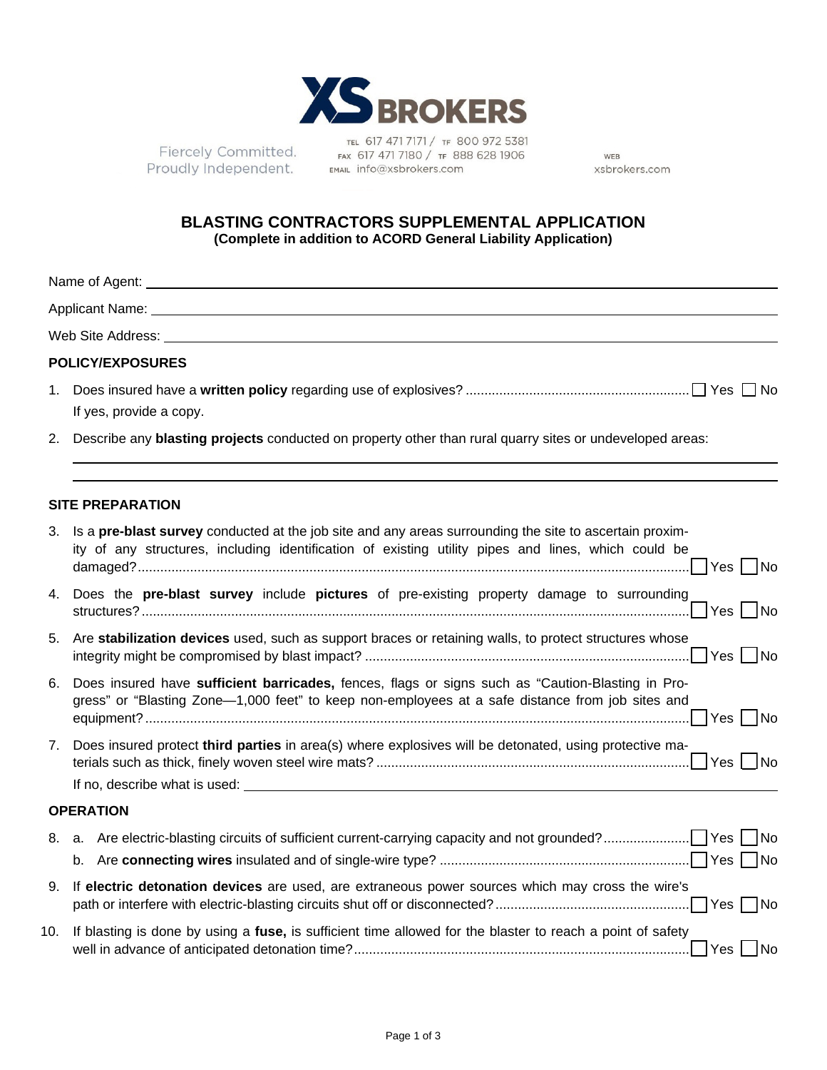XS BROKERS

Fiercely Committed.
Proudly Independent.

TEL 617 471 7171 / TF 800 972 5381
FAX 617 471 7180 / TF 888 628 1906
EMAIL info@xsbrokers.com

WEB
xsbrokers.com

# BLASTING CONTRACTORS SUPPLEMENTAL APPLICATION

**(Complete in addition to ACORD General Liability Application)**

Name of Agent: ______________________________

Applicant Name: ______________________________

Web Site Address: ______________________________

## POLICY/EXPOSURES

1. Does insured have a **written policy** regarding use of explosives? .......... ☐ Yes ☐ No
   If yes, provide a copy.

2. Describe any **blasting projects** conducted on property other than rural quarry sites or undeveloped areas:
   ______________________________
   ______________________________

## SITE PREPARATION

3. Is a **pre-blast survey** conducted at the job site and any areas surrounding the site to ascertain proximity of any structures, including identification of existing utility pipes and lines, which could be damaged? .......... ☐ Yes ☐ No

4. Does the **pre-blast survey** include **pictures** of pre-existing property damage to surrounding structures? .......... ☐ Yes ☐ No

5. Are **stabilization devices** used, such as support braces or retaining walls, to protect structures whose integrity might be compromised by blast impact? .......... ☐ Yes ☐ No

6. Does insured have **sufficient barricades,** fences, flags or signs such as "Caution-Blasting in Progress" or "Blasting Zone—1,000 feet" to keep non-employees at a safe distance from job sites and equipment? .......... ☐ Yes ☐ No

7. Does insured protect **third parties** in area(s) where explosives will be detonated, using protective materials such as thick, finely woven steel wire mats? .......... ☐ Yes ☐ No
   If no, describe what is used: ______________________________

## OPERATION

8. a. Are electric-blasting circuits of sufficient current-carrying capacity and not grounded? .......... ☐ Yes ☐ No
   b. Are **connecting wires** insulated and of single-wire type? .......... ☐ Yes ☐ No

9. If **electric detonation devices** are used, are extraneous power sources which may cross the wire's path or interfere with electric-blasting circuits shut off or disconnected? .......... ☐ Yes ☐ No

10. If blasting is done by using a **fuse,** is sufficient time allowed for the blaster to reach a point of safety well in advance of anticipated detonation time? .......... ☐ Yes ☐ No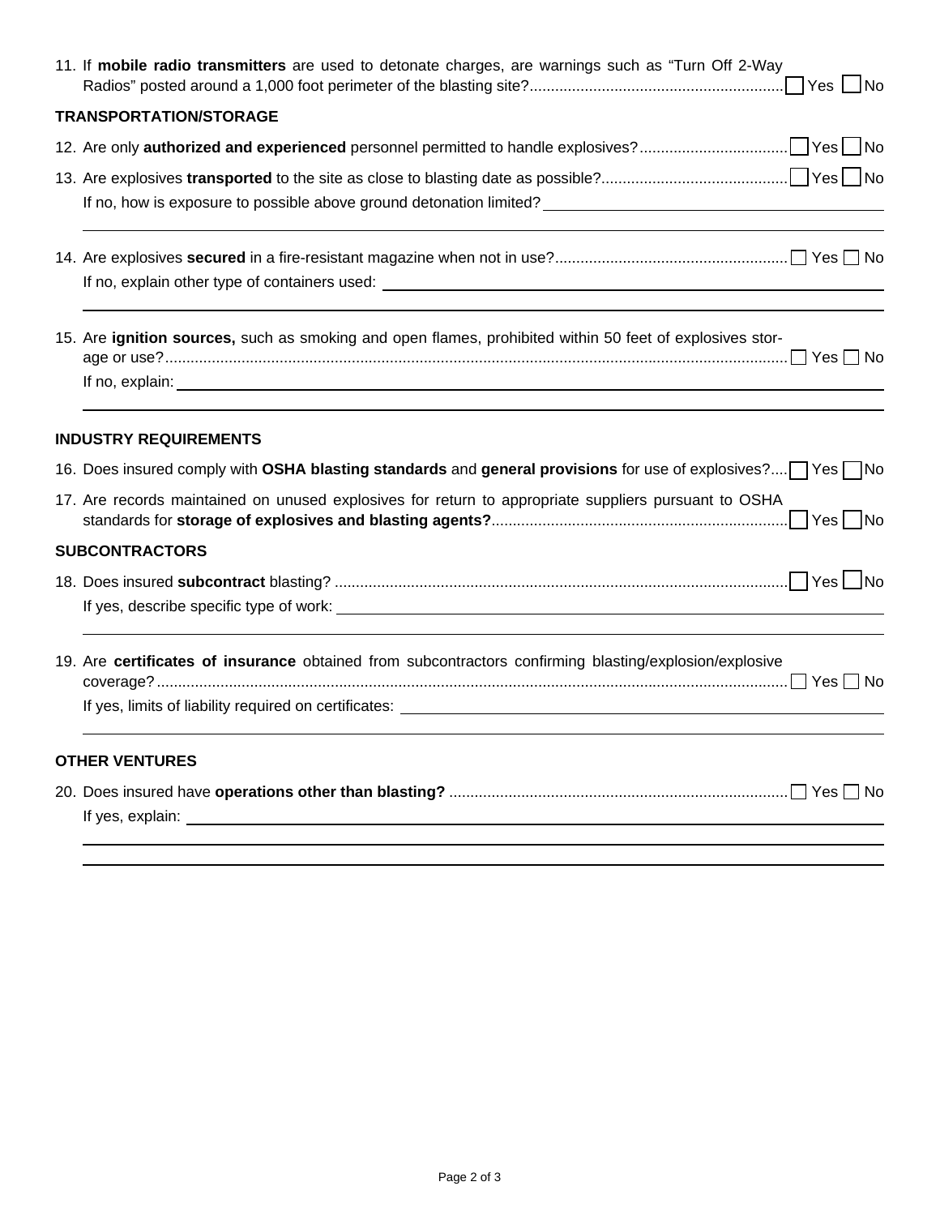11. If **mobile radio transmitters** are used to detonate charges, are warnings such as "Turn Off 2-Way Radios" posted around a 1,000 foot perimeter of the blasting site?............................................................ ☐ Yes ☐ No

### TRANSPORTATION/STORAGE

12. Are only **authorized and experienced** personnel permitted to handle explosives?.................................. ☐ Yes ☐ No

13. Are explosives **transported** to the site as close to blasting date as possible?............................................ ☐ Yes ☐ No

    If no, how is exposure to possible above ground detonation limited? ______________________________

14. Are explosives **secured** in a fire-resistant magazine when not in use?....................................................... ☐ Yes ☐ No

    If no, explain other type of containers used: ______________________________

15. Are **ignition sources,** such as smoking and open flames, prohibited within 50 feet of explosives storage or use?.................................................................................................................................................... ☐ Yes ☐ No

    If no, explain: ______________________________

### INDUSTRY REQUIREMENTS

16. Does insured comply with **OSHA blasting standards** and **general provisions** for use of explosives?.... ☐ Yes ☐ No

17. Are records maintained on unused explosives for return to appropriate suppliers pursuant to OSHA standards for **storage of explosives and blasting agents?**..................................................................... ☐ Yes ☐ No

### SUBCONTRACTORS

18. Does insured **subcontract** blasting? .......................................................................................................... ☐ Yes ☐ No

    If yes, describe specific type of work: ______________________________

19. Are **certificates of insurance** obtained from subcontractors confirming blasting/explosion/explosive coverage?.................................................................................................................................................... ☐ Yes ☐ No

    If yes, limits of liability required on certificates: ______________________________

### OTHER VENTURES

20. Does insured have **operations other than blasting?** ............................................................................... ☐ Yes ☐ No

    If yes, explain: ______________________________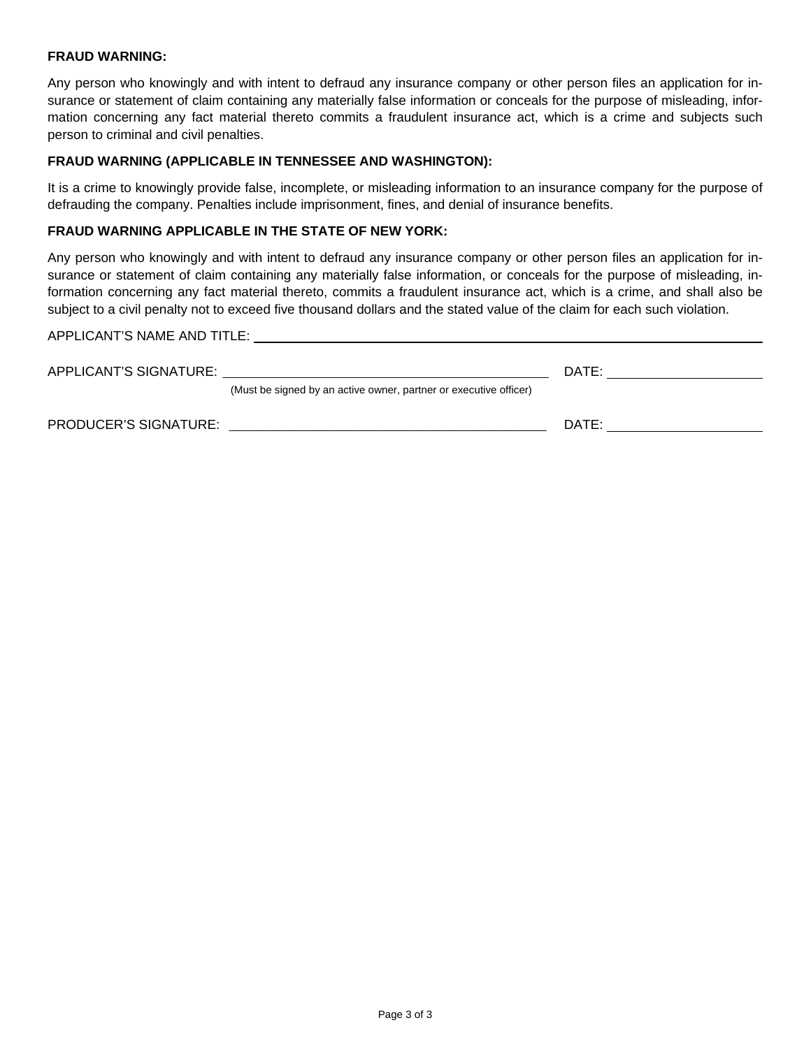**FRAUD WARNING:**

Any person who knowingly and with intent to defraud any insurance company or other person files an application for insurance or statement of claim containing any materially false information or conceals for the purpose of misleading, information concerning any fact material thereto commits a fraudulent insurance act, which is a crime and subjects such person to criminal and civil penalties.

**FRAUD WARNING (APPLICABLE IN TENNESSEE AND WASHINGTON):**

It is a crime to knowingly provide false, incomplete, or misleading information to an insurance company for the purpose of defrauding the company. Penalties include imprisonment, fines, and denial of insurance benefits.

**FRAUD WARNING APPLICABLE IN THE STATE OF NEW YORK:**

Any person who knowingly and with intent to defraud any insurance company or other person files an application for insurance or statement of claim containing any materially false information, or conceals for the purpose of misleading, information concerning any fact material thereto, commits a fraudulent insurance act, which is a crime, and shall also be subject to a civil penalty not to exceed five thousand dollars and the stated value of the claim for each such violation.

APPLICANT'S NAME AND TITLE: ______________________________________________

APPLICANT'S SIGNATURE: ______________________________ DATE: ______________

(Must be signed by an active owner, partner or executive officer)

PRODUCER'S SIGNATURE: ______________________________ DATE: ______________